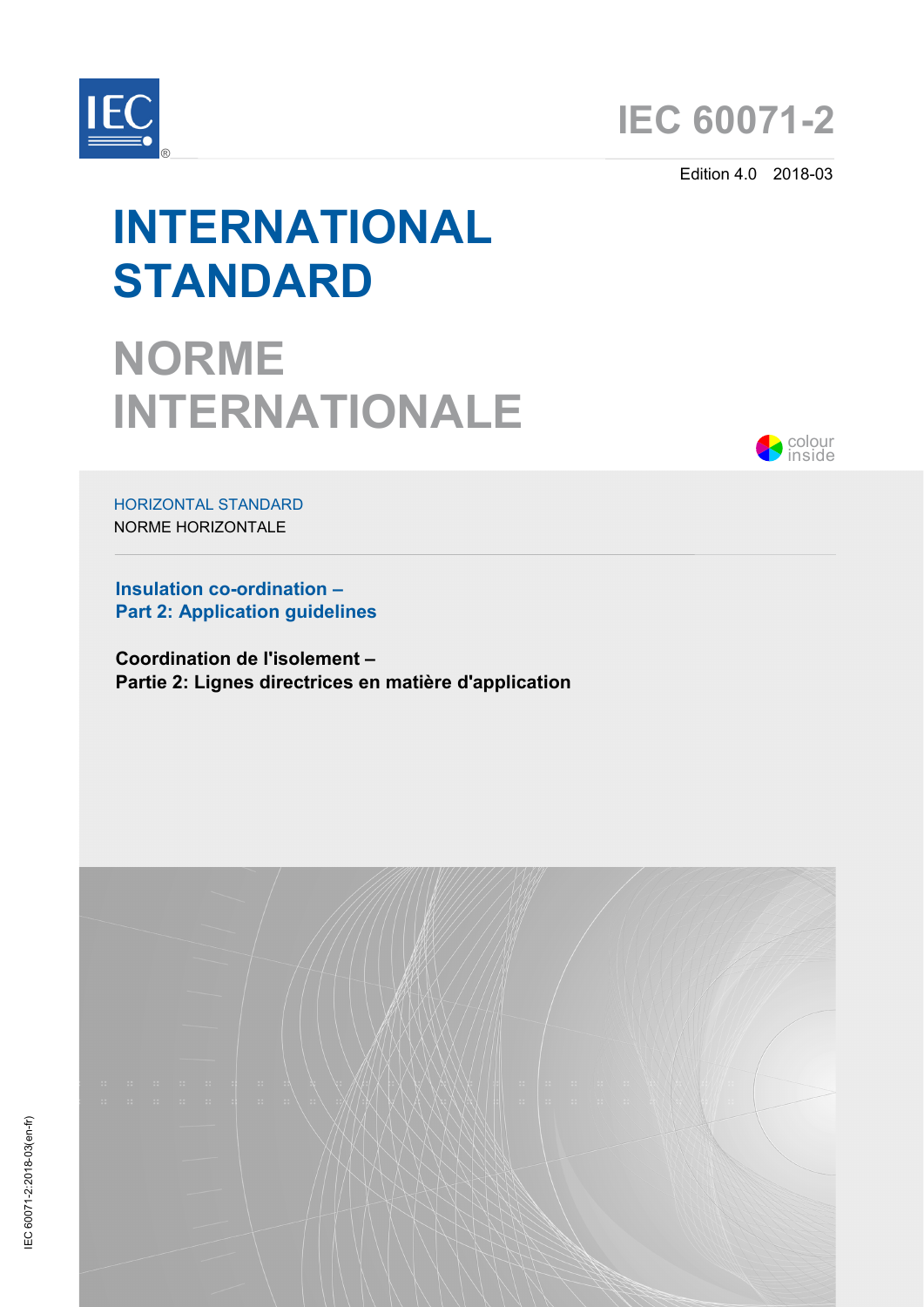IEC 60071-2

Edition 4.0 2018-03

# INTERNATIONAL STANDARD

# NORME INTERNATIONALE

colour inside

HORIZONTAL STANDARD

NORME HORIZONTALE

**Insulation co-ordination –**
**Part 2: Application guidelines**

**Coordination de l'isolement –**
**Partie 2: Lignes directrices en matière d'application**

IEC 60071-2:2018-03(en-fr)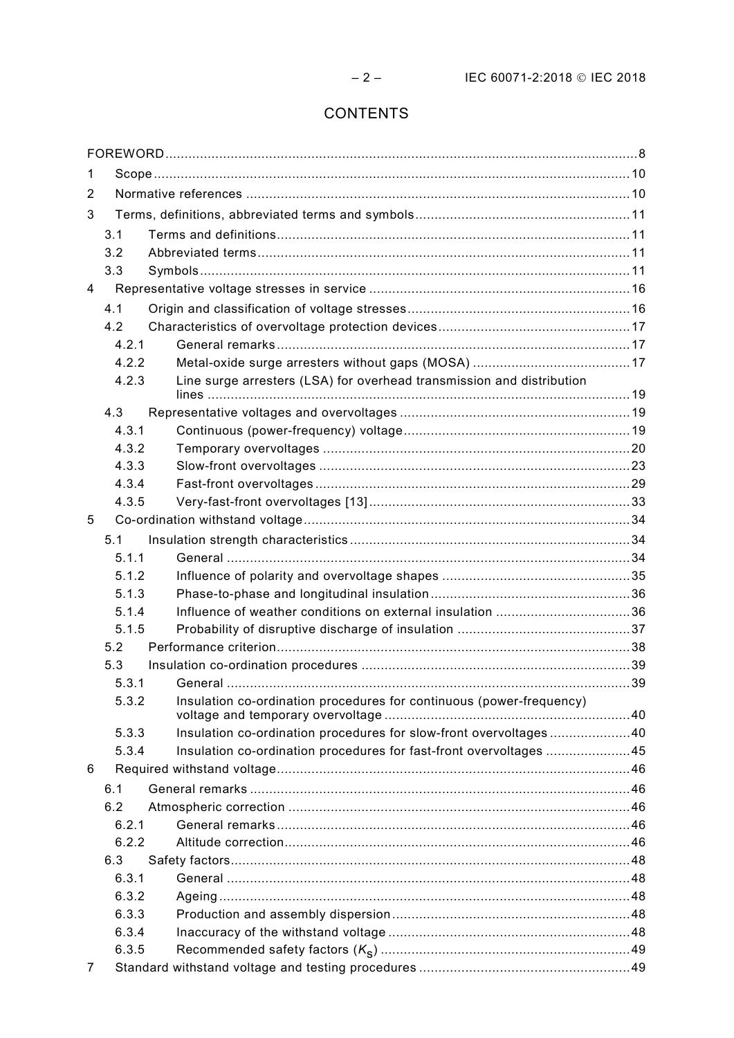# CONTENTS

FOREWORD ........................................................................................................................ 8

1 Scope ........................................................................................................................ 10

2 Normative references ................................................................................................. 10

3 Terms, definitions, abbreviated terms and symbols ...................................................... 11

 3.1 Terms and definitions ............................................................................................ 11

 3.2 Abbreviated terms ................................................................................................. 11

 3.3 Symbols ............................................................................................................... 11

4 Representative voltage stresses in service .................................................................. 16

 4.1 Origin and classification of voltage stresses ........................................................... 16

 4.2 Characteristics of overvoltage protection devices .................................................... 17

  4.2.1 General remarks ............................................................................................ 17

  4.2.2 Metal-oxide surge arresters without gaps (MOSA) ............................................. 17

  4.2.3 Line surge arresters (LSA) for overhead transmission and distribution lines ........ 19

 4.3 Representative voltages and overvoltages .............................................................. 19

  4.3.1 Continuous (power-frequency) voltage ............................................................. 19

  4.3.2 Temporary overvoltages .................................................................................. 20

  4.3.3 Slow-front overvoltages ................................................................................... 23

  4.3.4 Fast-front overvoltages .................................................................................... 29

  4.3.5 Very-fast-front overvoltages [13] ...................................................................... 33

5 Co-ordination withstand voltage ................................................................................... 34

 5.1 Insulation strength characteristics .......................................................................... 34

  5.1.1 General .......................................................................................................... 34

  5.1.2 Influence of polarity and overvoltage shapes .................................................... 35

  5.1.3 Phase-to-phase and longitudinal insulation ....................................................... 36

  5.1.4 Influence of weather conditions on external insulation ...................................... 36

  5.1.5 Probability of disruptive discharge of insulation ................................................ 37

 5.2 Performance criterion ............................................................................................ 38

 5.3 Insulation co-ordination procedures ....................................................................... 39

  5.3.1 General .......................................................................................................... 39

  5.3.2 Insulation co-ordination procedures for continuous (power-frequency) voltage and temporary overvoltage ................................................................ 40

  5.3.3 Insulation co-ordination procedures for slow-front overvoltages ......................... 40

  5.3.4 Insulation co-ordination procedures for fast-front overvoltages .......................... 45

6 Required withstand voltage .......................................................................................... 46

 6.1 General remarks ................................................................................................... 46

 6.2 Atmospheric correction ......................................................................................... 46

  6.2.1 General remarks ............................................................................................ 46

  6.2.2 Altitude correction .......................................................................................... 46

 6.3 Safety factors ........................................................................................................ 48

  6.3.1 General .......................................................................................................... 48

  6.3.2 Ageing ........................................................................................................... 48

  6.3.3 Production and assembly dispersion ................................................................ 48

  6.3.4 Inaccuracy of the withstand voltage ................................................................. 48

  6.3.5 Recommended safety factors ($K_s$) ................................................................ 49

7 Standard withstand voltage and testing procedures ...................................................... 49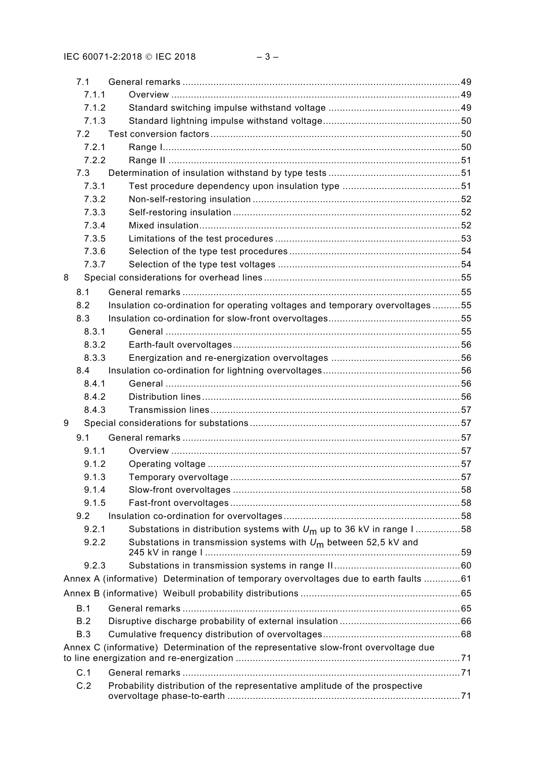7.1 General remarks .....49

7.1.1 Overview .....49

7.1.2 Standard switching impulse withstand voltage .....49

7.1.3 Standard lightning impulse withstand voltage .....50

7.2 Test conversion factors .....50

7.2.1 Range I .....50

7.2.2 Range II .....51

7.3 Determination of insulation withstand by type tests .....51

7.3.1 Test procedure dependency upon insulation type .....51

7.3.2 Non-self-restoring insulation .....52

7.3.3 Self-restoring insulation .....52

7.3.4 Mixed insulation .....52

7.3.5 Limitations of the test procedures .....53

7.3.6 Selection of the type test procedures .....54

7.3.7 Selection of the type test voltages .....54

8 Special considerations for overhead lines .....55

8.1 General remarks .....55

8.2 Insulation co-ordination for operating voltages and temporary overvoltages .....55

8.3 Insulation co-ordination for slow-front overvoltages .....55

8.3.1 General .....55

8.3.2 Earth-fault overvoltages .....56

8.3.3 Energization and re-energization overvoltages .....56

8.4 Insulation co-ordination for lightning overvoltages .....56

8.4.1 General .....56

8.4.2 Distribution lines .....56

8.4.3 Transmission lines .....57

9 Special considerations for substations .....57

9.1 General remarks .....57

9.1.1 Overview .....57

9.1.2 Operating voltage .....57

9.1.3 Temporary overvoltage .....57

9.1.4 Slow-front overvoltages .....58

9.1.5 Fast-front overvoltages .....58

9.2 Insulation co-ordination for overvoltages .....58

9.2.1 Substations in distribution systems with $U_m$ up to 36 kV in range I .....58

9.2.2 Substations in transmission systems with $U_m$ between 52,5 kV and 245 kV in range I .....59

9.2.3 Substations in transmission systems in range II .....60

Annex A (informative) Determination of temporary overvoltages due to earth faults .....61

Annex B (informative) Weibull probability distributions .....65

B.1 General remarks .....65

B.2 Disruptive discharge probability of external insulation .....66

B.3 Cumulative frequency distribution of overvoltages .....68

Annex C (informative) Determination of the representative slow-front overvoltage due to line energization and re-energization .....71

C.1 General remarks .....71

C.2 Probability distribution of the representative amplitude of the prospective overvoltage phase-to-earth .....71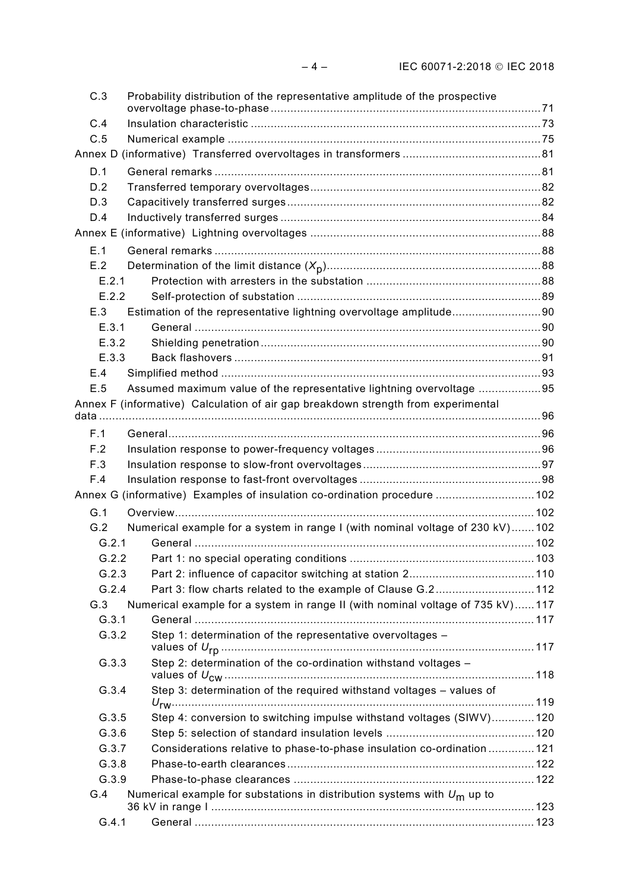C.3 Probability distribution of the representative amplitude of the prospective overvoltage phase-to-phase ... 71

C.4 Insulation characteristic ... 73

C.5 Numerical example ... 75

Annex D (informative) Transferred overvoltages in transformers ... 81

D.1 General remarks ... 81

D.2 Transferred temporary overvoltages ... 82

D.3 Capacitively transferred surges ... 82

D.4 Inductively transferred surges ... 84

Annex E (informative) Lightning overvoltages ... 88

E.1 General remarks ... 88

E.2 Determination of the limit distance ($X_p$) ... 88

E.2.1 Protection with arresters in the substation ... 88

E.2.2 Self-protection of substation ... 89

E.3 Estimation of the representative lightning overvoltage amplitude ... 90

E.3.1 General ... 90

E.3.2 Shielding penetration ... 90

E.3.3 Back flashovers ... 91

E.4 Simplified method ... 93

E.5 Assumed maximum value of the representative lightning overvoltage ... 95

Annex F (informative) Calculation of air gap breakdown strength from experimental data ... 96

F.1 General ... 96

F.2 Insulation response to power-frequency voltages ... 96

F.3 Insulation response to slow-front overvoltages ... 97

F.4 Insulation response to fast-front overvoltages ... 98

Annex G (informative) Examples of insulation co-ordination procedure ... 102

G.1 Overview ... 102

G.2 Numerical example for a system in range I (with nominal voltage of 230 kV) ... 102

G.2.1 General ... 102

G.2.2 Part 1: no special operating conditions ... 103

G.2.3 Part 2: influence of capacitor switching at station 2 ... 110

G.2.4 Part 3: flow charts related to the example of Clause G.2 ... 112

G.3 Numerical example for a system in range II (with nominal voltage of 735 kV) ... 117

G.3.1 General ... 117

G.3.2 Step 1: determination of the representative overvoltages – values of $U_{rp}$ ... 117

G.3.3 Step 2: determination of the co-ordination withstand voltages – values of $U_{cw}$ ... 118

G.3.4 Step 3: determination of the required withstand voltages – values of $U_{rw}$ ... 119

G.3.5 Step 4: conversion to switching impulse withstand voltages (SIWV) ... 120

G.3.6 Step 5: selection of standard insulation levels ... 120

G.3.7 Considerations relative to phase-to-phase insulation co-ordination ... 121

G.3.8 Phase-to-earth clearances ... 122

G.3.9 Phase-to-phase clearances ... 122

G.4 Numerical example for substations in distribution systems with $U_m$ up to 36 kV in range I ... 123

G.4.1 General ... 123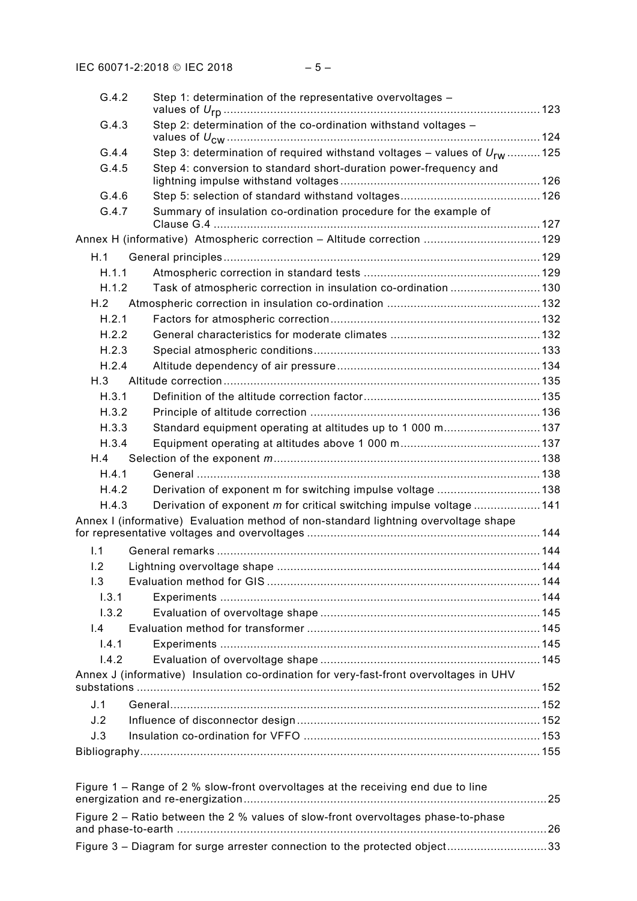G.4.2 Step 1: determination of the representative overvoltages – values of $U_{rp}$ ..... 123
G.4.3 Step 2: determination of the co-ordination withstand voltages – values of $U_{cw}$ ..... 124
G.4.4 Step 3: determination of required withstand voltages – values of $U_{rw}$ ..... 125
G.4.5 Step 4: conversion to standard short-duration power-frequency and lightning impulse withstand voltages ..... 126
G.4.6 Step 5: selection of standard withstand voltages ..... 126
G.4.7 Summary of insulation co-ordination procedure for the example of Clause G.4 ..... 127

Annex H (informative) Atmospheric correction – Altitude correction ..... 129
H.1 General principles ..... 129
H.1.1 Atmospheric correction in standard tests ..... 129
H.1.2 Task of atmospheric correction in insulation co-ordination ..... 130
H.2 Atmospheric correction in insulation co-ordination ..... 132
H.2.1 Factors for atmospheric correction ..... 132
H.2.2 General characteristics for moderate climates ..... 132
H.2.3 Special atmospheric conditions ..... 133
H.2.4 Altitude dependency of air pressure ..... 134
H.3 Altitude correction ..... 135
H.3.1 Definition of the altitude correction factor ..... 135
H.3.2 Principle of altitude correction ..... 136
H.3.3 Standard equipment operating at altitudes up to 1 000 m ..... 137
H.3.4 Equipment operating at altitudes above 1 000 m ..... 137
H.4 Selection of the exponent $m$ ..... 138
H.4.1 General ..... 138
H.4.2 Derivation of exponent m for switching impulse voltage ..... 138
H.4.3 Derivation of exponent $m$ for critical switching impulse voltage ..... 141

Annex I (informative) Evaluation method of non-standard lightning overvoltage shape for representative voltages and overvoltages ..... 144
I.1 General remarks ..... 144
I.2 Lightning overvoltage shape ..... 144
I.3 Evaluation method for GIS ..... 144
I.3.1 Experiments ..... 144
I.3.2 Evaluation of overvoltage shape ..... 145
I.4 Evaluation method for transformer ..... 145
I.4.1 Experiments ..... 145
I.4.2 Evaluation of overvoltage shape ..... 145

Annex J (informative) Insulation co-ordination for very-fast-front overvoltages in UHV substations ..... 152
J.1 General ..... 152
J.2 Influence of disconnector design ..... 152
J.3 Insulation co-ordination for VFFO ..... 153

Bibliography ..... 155

Figure 1 – Range of 2 % slow-front overvoltages at the receiving end due to line energization and re-energization ..... 25

Figure 2 – Ratio between the 2 % values of slow-front overvoltages phase-to-phase and phase-to-earth ..... 26

Figure 3 – Diagram for surge arrester connection to the protected object ..... 33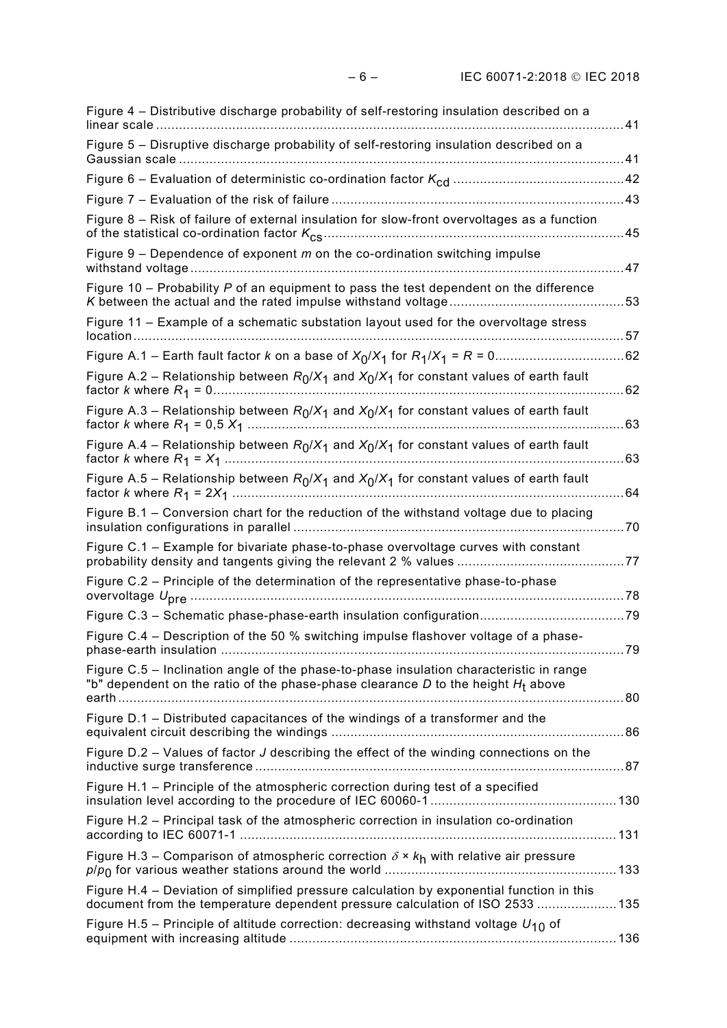Figure 4 – Distributive discharge probability of self-restoring insulation described on a linear scale ....................................................................................................................... 41

Figure 5 – Disruptive discharge probability of self-restoring insulation described on a Gaussian scale ................................................................................................................... 41

Figure 6 – Evaluation of deterministic co-ordination factor $K_{cd}$ ........................................... 42

Figure 7 – Evaluation of the risk of failure .......................................................................... 43

Figure 8 – Risk of failure of external insulation for slow-front overvoltages as a function of the statistical co-ordination factor $K_{cs}$ ............................................................................ 45

Figure 9 – Dependence of exponent *m* on the co-ordination switching impulse withstand voltage ................................................................................................................ 47

Figure 10 – Probability *P* of an equipment to pass the test dependent on the difference *K* between the actual and the rated impulse withstand voltage ............................................ 53

Figure 11 – Example of a schematic substation layout used for the overvoltage stress location ................................................................................................................................ 57

Figure A.1 – Earth fault factor *k* on a base of $X_0/X_1$ for $R_1/X_1 = R = 0$ ................................ 62

Figure A.2 – Relationship between $R_0/X_1$ and $X_0/X_1$ for constant values of earth fault factor *k* where $R_1 = 0$ ......................................................................................................... 62

Figure A.3 – Relationship between $R_0/X_1$ and $X_0/X_1$ for constant values of earth fault factor *k* where $R_1 = 0,5\ X_1$ ................................................................................................. 63

Figure A.4 – Relationship between $R_0/X_1$ and $X_0/X_1$ for constant values of earth fault factor *k* where $R_1 = X_1$ ....................................................................................................... 63

Figure A.5 – Relationship between $R_0/X_1$ and $X_0/X_1$ for constant values of earth fault factor *k* where $R_1 = 2X_1$ ..................................................................................................... 64

Figure B.1 – Conversion chart for the reduction of the withstand voltage due to placing insulation configurations in parallel ...................................................................................... 70

Figure C.1 – Example for bivariate phase-to-phase overvoltage curves with constant probability density and tangents giving the relevant 2 % values ........................................... 77

Figure C.2 – Principle of the determination of the representative phase-to-phase overvoltage $U_{pre}$ ................................................................................................................ 78

Figure C.3 – Schematic phase-phase-earth insulation configuration ..................................... 79

Figure C.4 – Description of the 50 % switching impulse flashover voltage of a phase-phase-earth insulation ......................................................................................................... 79

Figure C.5 – Inclination angle of the phase-to-phase insulation characteristic in range "b" dependent on the ratio of the phase-phase clearance *D* to the height $H_t$ above earth ................................................................................................................................... 80

Figure D.1 – Distributed capacitances of the windings of a transformer and the equivalent circuit describing the windings ............................................................................ 86

Figure D.2 – Values of factor *J* describing the effect of the winding connections on the inductive surge transference ............................................................................................... 87

Figure H.1 – Principle of the atmospheric correction during test of a specified insulation level according to the procedure of IEC 60060-1 ................................................ 130

Figure H.2 – Principal task of the atmospheric correction in insulation co-ordination according to IEC 60071-1 .................................................................................................. 131

Figure H.3 – Comparison of atmospheric correction $\delta \times k_h$ with relative air pressure $p/p_0$ for various weather stations around the world ............................................................ 133

Figure H.4 – Deviation of simplified pressure calculation by exponential function in this document from the temperature dependent pressure calculation of ISO 2533 .................... 135

Figure H.5 – Principle of altitude correction: decreasing withstand voltage $U_{10}$ of equipment with increasing altitude ..................................................................................... 136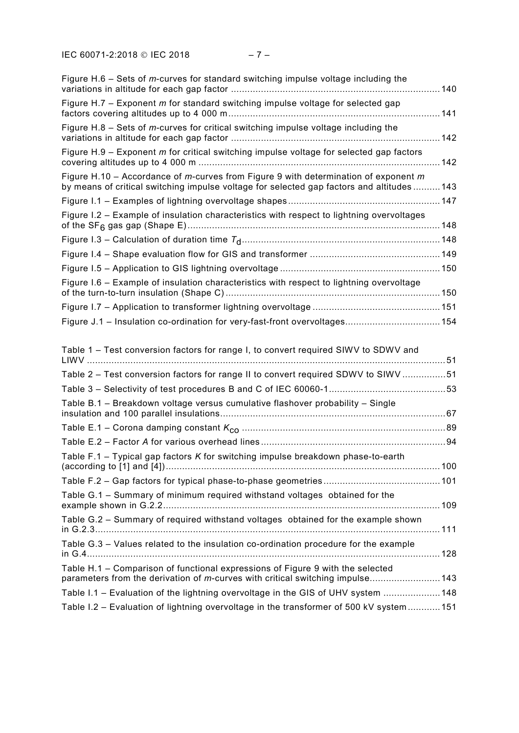Figure H.6 – Sets of *m*-curves for standard switching impulse voltage including the variations in altitude for each gap factor ............................................................................ 140

Figure H.7 – Exponent *m* for standard switching impulse voltage for selected gap factors covering altitudes up to 4 000 m ............................................................................ 141

Figure H.8 – Sets of *m*-curves for critical switching impulse voltage including the variations in altitude for each gap factor ............................................................................ 142

Figure H.9 – Exponent *m* for critical switching impulse voltage for selected gap factors covering altitudes up to 4 000 m ............................................................................ 142

Figure H.10 – Accordance of *m*-curves from Figure 9 with determination of exponent *m* by means of critical switching impulse voltage for selected gap factors and altitudes .......... 143

Figure I.1 – Examples of lightning overvoltage shapes ....................................................... 147

Figure I.2 – Example of insulation characteristics with respect to lightning overvoltages of the $SF_6$ gas gap (Shape E) ............................................................................ 148

Figure I.3 – Calculation of duration time $T_d$ ............................................................................ 148

Figure I.4 – Shape evaluation flow for GIS and transformer ................................................ 149

Figure I.5 – Application to GIS lightning overvoltage .......................................................... 150

Figure I.6 – Example of insulation characteristics with respect to lightning overvoltage of the turn-to-turn insulation (Shape C) ............................................................................ 150

Figure I.7 – Application to transformer lightning overvoltage ............................................... 151

Figure J.1 – Insulation co-ordination for very-fast-front overvoltages.................................. 154

Table 1 – Test conversion factors for range I, to convert required SIWV to SDWV and LIWV ............................................................................................................................ 51

Table 2 – Test conversion factors for range II to convert required SDWV to SIWV ................ 51

Table 3 – Selectivity of test procedures B and C of IEC 60060-1 ........................................... 53

Table B.1 – Breakdown voltage versus cumulative flashover probability – Single insulation and 100 parallel insulations ............................................................................ 67

Table E.1 – Corona damping constant $K_{co}$ ............................................................................ 89

Table E.2 – Factor *A* for various overhead lines .................................................................... 94

Table F.1 – Typical gap factors *K* for switching impulse breakdown phase-to-earth (according to [1] and [4]) ............................................................................ 100

Table F.2 – Gap factors for typical phase-to-phase geometries ........................................... 101

Table G.1 – Summary of minimum required withstand voltages obtained for the example shown in G.2.2 ............................................................................ 109

Table G.2 – Summary of required withstand voltages obtained for the example shown in G.2.3 ............................................................................ 111

Table G.3 – Values related to the insulation co-ordination procedure for the example in G.4 ............................................................................ 128

Table H.1 – Comparison of functional expressions of Figure 9 with the selected parameters from the derivation of *m*-curves with critical switching impulse.......................... 143

Table I.1 – Evaluation of the lightning overvoltage in the GIS of UHV system ..................... 148

Table I.2 – Evaluation of lightning overvoltage in the transformer of 500 kV system ............ 151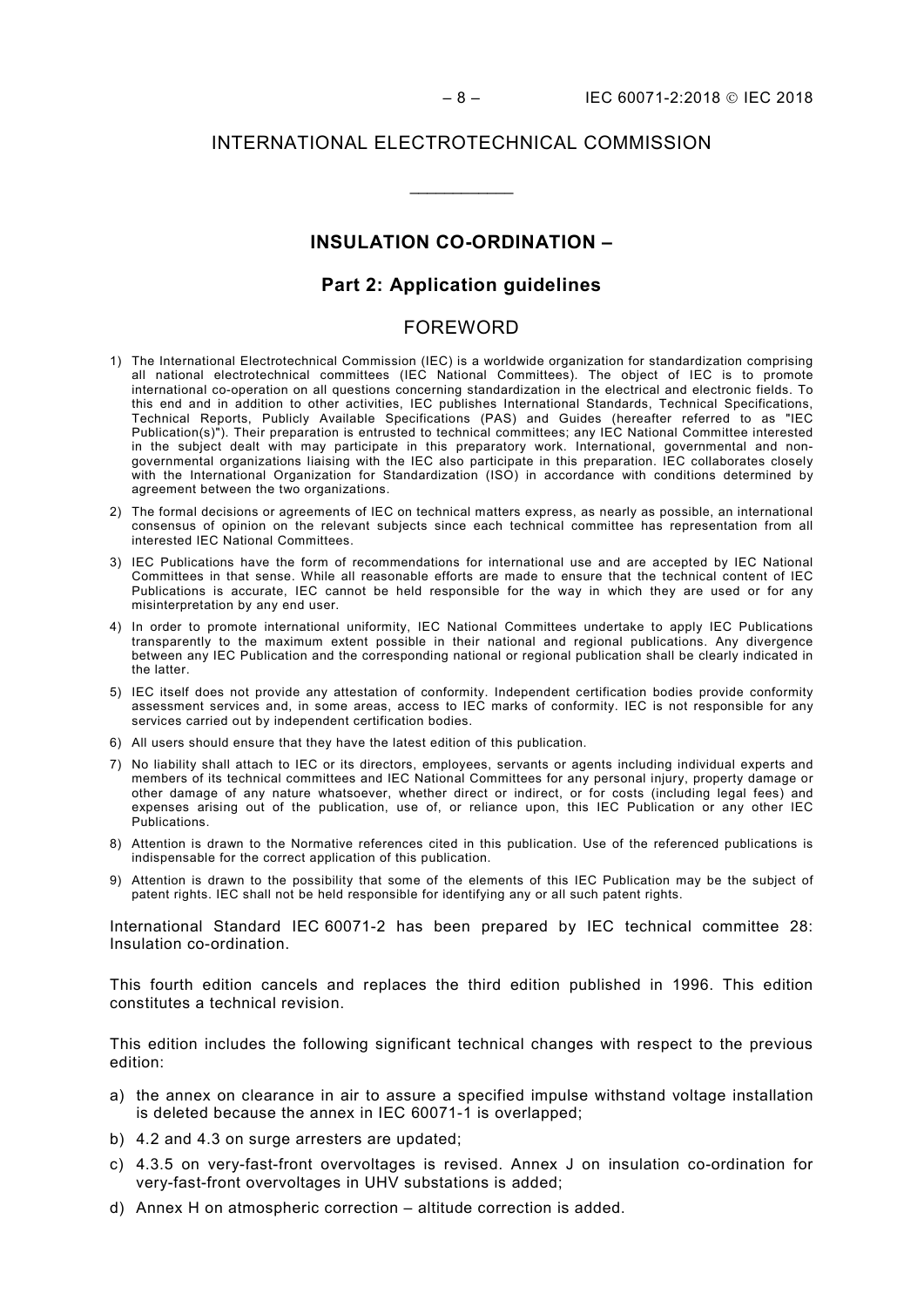# INTERNATIONAL ELECTROTECHNICAL COMMISSION

---

## INSULATION CO-ORDINATION –

## Part 2: Application guidelines

## FOREWORD

1) The International Electrotechnical Commission (IEC) is a worldwide organization for standardization comprising all national electrotechnical committees (IEC National Committees). The object of IEC is to promote international co-operation on all questions concerning standardization in the electrical and electronic fields. To this end and in addition to other activities, IEC publishes International Standards, Technical Specifications, Technical Reports, Publicly Available Specifications (PAS) and Guides (hereafter referred to as "IEC Publication(s)"). Their preparation is entrusted to technical committees; any IEC National Committee interested in the subject dealt with may participate in this preparatory work. International, governmental and non-governmental organizations liaising with the IEC also participate in this preparation. IEC collaborates closely with the International Organization for Standardization (ISO) in accordance with conditions determined by agreement between the two organizations.
2) The formal decisions or agreements of IEC on technical matters express, as nearly as possible, an international consensus of opinion on the relevant subjects since each technical committee has representation from all interested IEC National Committees.
3) IEC Publications have the form of recommendations for international use and are accepted by IEC National Committees in that sense. While all reasonable efforts are made to ensure that the technical content of IEC Publications is accurate, IEC cannot be held responsible for the way in which they are used or for any misinterpretation by any end user.
4) In order to promote international uniformity, IEC National Committees undertake to apply IEC Publications transparently to the maximum extent possible in their national and regional publications. Any divergence between any IEC Publication and the corresponding national or regional publication shall be clearly indicated in the latter.
5) IEC itself does not provide any attestation of conformity. Independent certification bodies provide conformity assessment services and, in some areas, access to IEC marks of conformity. IEC is not responsible for any services carried out by independent certification bodies.
6) All users should ensure that they have the latest edition of this publication.
7) No liability shall attach to IEC or its directors, employees, servants or agents including individual experts and members of its technical committees and IEC National Committees for any personal injury, property damage or other damage of any nature whatsoever, whether direct or indirect, or for costs (including legal fees) and expenses arising out of the publication, use of, or reliance upon, this IEC Publication or any other IEC Publications.
8) Attention is drawn to the Normative references cited in this publication. Use of the referenced publications is indispensable for the correct application of this publication.
9) Attention is drawn to the possibility that some of the elements of this IEC Publication may be the subject of patent rights. IEC shall not be held responsible for identifying any or all such patent rights.

International Standard IEC 60071-2 has been prepared by IEC technical committee 28: Insulation co-ordination.

This fourth edition cancels and replaces the third edition published in 1996. This edition constitutes a technical revision.

This edition includes the following significant technical changes with respect to the previous edition:

a) the annex on clearance in air to assure a specified impulse withstand voltage installation is deleted because the annex in IEC 60071-1 is overlapped;
b) 4.2 and 4.3 on surge arresters are updated;
c) 4.3.5 on very-fast-front overvoltages is revised. Annex J on insulation co-ordination for very-fast-front overvoltages in UHV substations is added;
d) Annex H on atmospheric correction – altitude correction is added.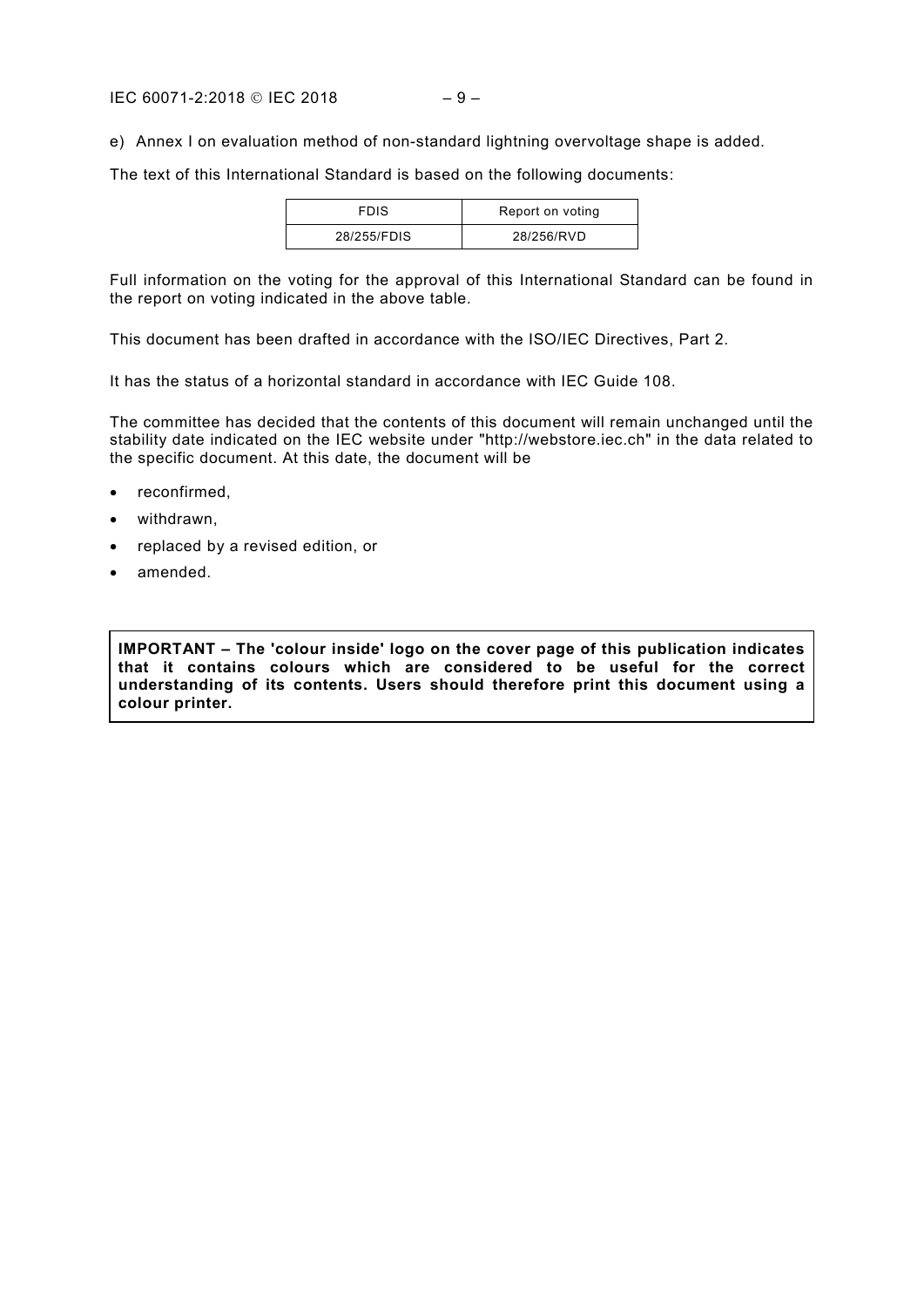e) Annex I on evaluation method of non-standard lightning overvoltage shape is added.

The text of this International Standard is based on the following documents:

| FDIS | Report on voting |
| --- | --- |
| 28/255/FDIS | 28/256/RVD |

Full information on the voting for the approval of this International Standard can be found in the report on voting indicated in the above table.

This document has been drafted in accordance with the ISO/IEC Directives, Part 2.

It has the status of a horizontal standard in accordance with IEC Guide 108.

The committee has decided that the contents of this document will remain unchanged until the stability date indicated on the IEC website under "http://webstore.iec.ch" in the data related to the specific document. At this date, the document will be

- reconfirmed,
- withdrawn,
- replaced by a revised edition, or
- amended.

**IMPORTANT – The 'colour inside' logo on the cover page of this publication indicates that it contains colours which are considered to be useful for the correct understanding of its contents. Users should therefore print this document using a colour printer.**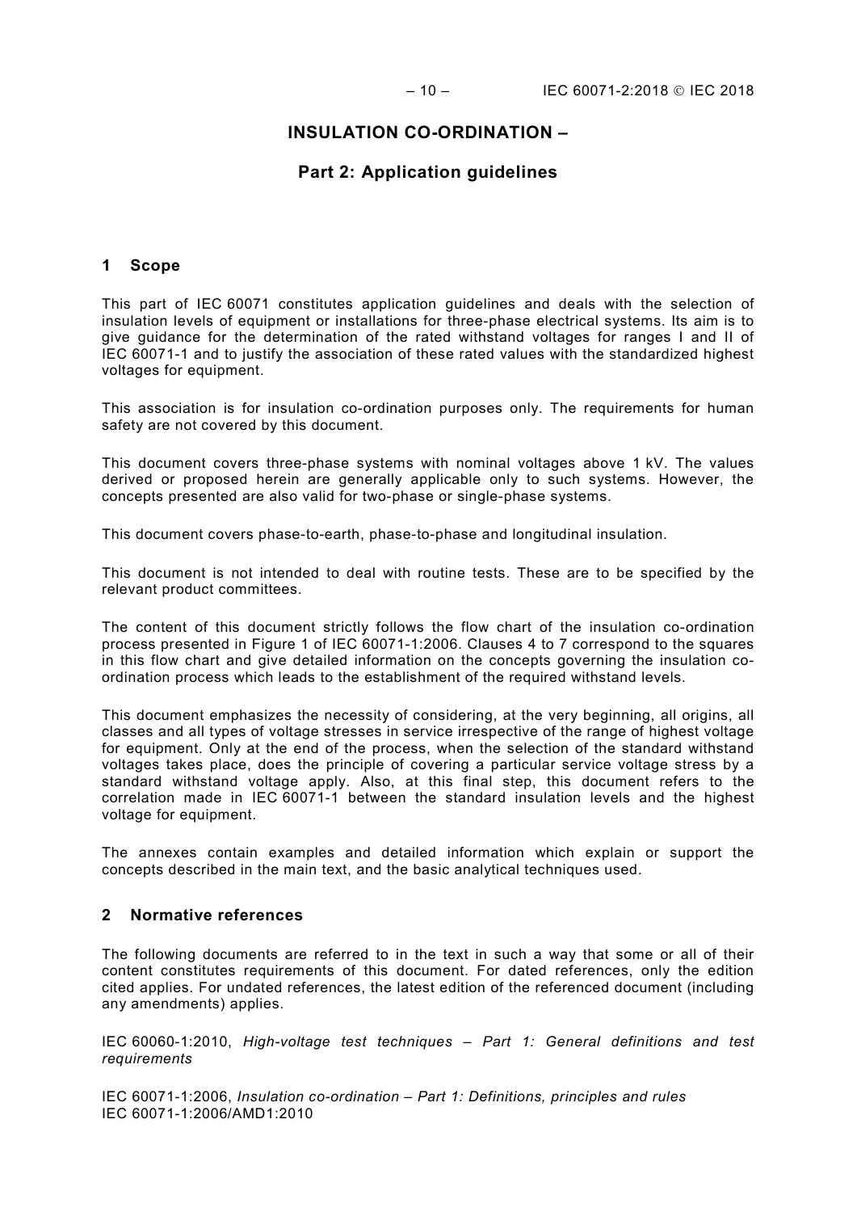# INSULATION CO-ORDINATION –

# Part 2: Application guidelines

## 1 Scope

This part of IEC 60071 constitutes application guidelines and deals with the selection of insulation levels of equipment or installations for three-phase electrical systems. Its aim is to give guidance for the determination of the rated withstand voltages for ranges I and II of IEC 60071-1 and to justify the association of these rated values with the standardized highest voltages for equipment.

This association is for insulation co-ordination purposes only. The requirements for human safety are not covered by this document.

This document covers three-phase systems with nominal voltages above 1 kV. The values derived or proposed herein are generally applicable only to such systems. However, the concepts presented are also valid for two-phase or single-phase systems.

This document covers phase-to-earth, phase-to-phase and longitudinal insulation.

This document is not intended to deal with routine tests. These are to be specified by the relevant product committees.

The content of this document strictly follows the flow chart of the insulation co-ordination process presented in Figure 1 of IEC 60071-1:2006. Clauses 4 to 7 correspond to the squares in this flow chart and give detailed information on the concepts governing the insulation co-ordination process which leads to the establishment of the required withstand levels.

This document emphasizes the necessity of considering, at the very beginning, all origins, all classes and all types of voltage stresses in service irrespective of the range of highest voltage for equipment. Only at the end of the process, when the selection of the standard withstand voltages takes place, does the principle of covering a particular service voltage stress by a standard withstand voltage apply. Also, at this final step, this document refers to the correlation made in IEC 60071-1 between the standard insulation levels and the highest voltage for equipment.

The annexes contain examples and detailed information which explain or support the concepts described in the main text, and the basic analytical techniques used.

## 2 Normative references

The following documents are referred to in the text in such a way that some or all of their content constitutes requirements of this document. For dated references, only the edition cited applies. For undated references, the latest edition of the referenced document (including any amendments) applies.

IEC 60060-1:2010, *High-voltage test techniques – Part 1: General definitions and test requirements*

IEC 60071-1:2006, *Insulation co-ordination – Part 1: Definitions, principles and rules*
IEC 60071-1:2006/AMD1:2010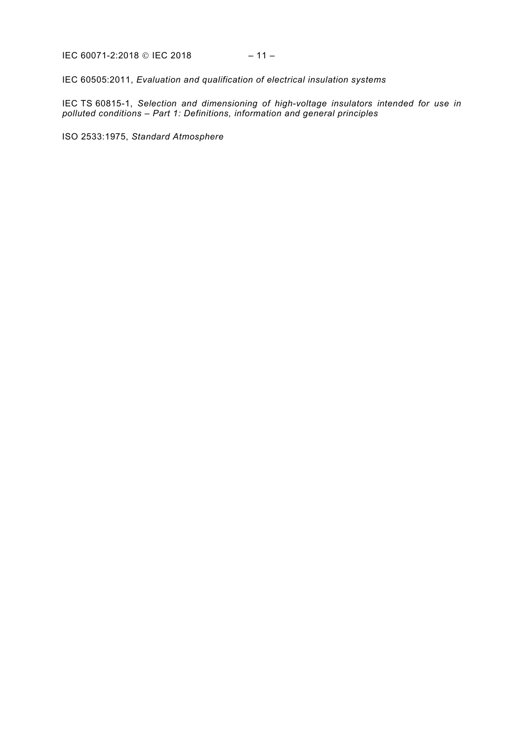IEC 60505:2011, *Evaluation and qualification of electrical insulation systems*

IEC TS 60815-1, *Selection and dimensioning of high-voltage insulators intended for use in polluted conditions – Part 1: Definitions, information and general principles*

ISO 2533:1975, *Standard Atmosphere*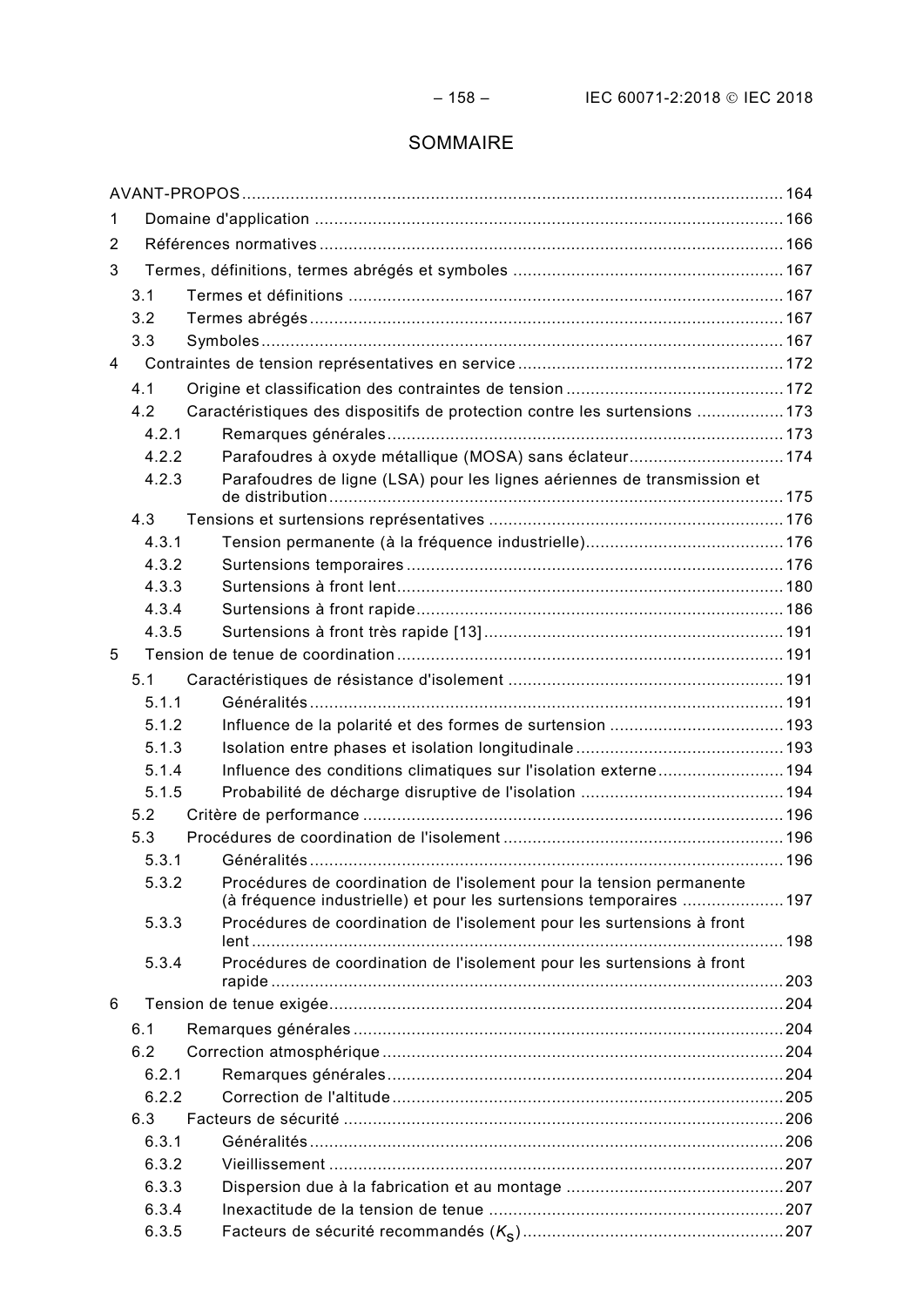# SOMMAIRE

AVANT-PROPOS .......... 164

1 Domaine d'application .......... 166

2 Références normatives .......... 166

3 Termes, définitions, termes abrégés et symboles .......... 167

- 3.1 Termes et définitions .......... 167
- 3.2 Termes abrégés .......... 167
- 3.3 Symboles .......... 167

4 Contraintes de tension représentatives en service .......... 172

- 4.1 Origine et classification des contraintes de tension .......... 172
- 4.2 Caractéristiques des dispositifs de protection contre les surtensions .......... 173
  - 4.2.1 Remarques générales .......... 173
  - 4.2.2 Parafoudres à oxyde métallique (MOSA) sans éclateur .......... 174
  - 4.2.3 Parafoudres de ligne (LSA) pour les lignes aériennes de transmission et de distribution .......... 175
- 4.3 Tensions et surtensions représentatives .......... 176
  - 4.3.1 Tension permanente (à la fréquence industrielle) .......... 176
  - 4.3.2 Surtensions temporaires .......... 176
  - 4.3.3 Surtensions à front lent .......... 180
  - 4.3.4 Surtensions à front rapide .......... 186
  - 4.3.5 Surtensions à front très rapide [13] .......... 191

5 Tension de tenue de coordination .......... 191

- 5.1 Caractéristiques de résistance d'isolement .......... 191
  - 5.1.1 Généralités .......... 191
  - 5.1.2 Influence de la polarité et des formes de surtension .......... 193
  - 5.1.3 Isolation entre phases et isolation longitudinale .......... 193
  - 5.1.4 Influence des conditions climatiques sur l'isolation externe .......... 194
  - 5.1.5 Probabilité de décharge disruptive de l'isolation .......... 194
- 5.2 Critère de performance .......... 196
- 5.3 Procédures de coordination de l'isolement .......... 196
  - 5.3.1 Généralités .......... 196
  - 5.3.2 Procédures de coordination de l'isolement pour la tension permanente (à fréquence industrielle) et pour les surtensions temporaires .......... 197
  - 5.3.3 Procédures de coordination de l'isolement pour les surtensions à front lent .......... 198
  - 5.3.4 Procédures de coordination de l'isolement pour les surtensions à front rapide .......... 203

6 Tension de tenue exigée .......... 204

- 6.1 Remarques générales .......... 204
- 6.2 Correction atmosphérique .......... 204
  - 6.2.1 Remarques générales .......... 204
  - 6.2.2 Correction de l'altitude .......... 205
- 6.3 Facteurs de sécurité .......... 206
  - 6.3.1 Généralités .......... 206
  - 6.3.2 Vieillissement .......... 207
  - 6.3.3 Dispersion due à la fabrication et au montage .......... 207
  - 6.3.4 Inexactitude de la tension de tenue .......... 207
  - 6.3.5 Facteurs de sécurité recommandés ($K_s$) .......... 207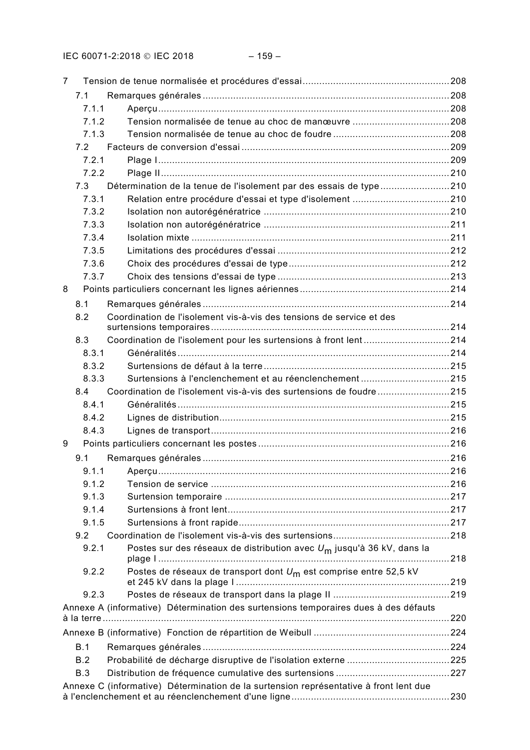7 Tension de tenue normalisée et procédures d'essai .......... 208
  7.1 Remarques générales .......... 208
    7.1.1 Aperçu .......... 208
    7.1.2 Tension normalisée de tenue au choc de manœuvre .......... 208
    7.1.3 Tension normalisée de tenue au choc de foudre .......... 208
  7.2 Facteurs de conversion d'essai .......... 209
    7.2.1 Plage I .......... 209
    7.2.2 Plage II .......... 210
  7.3 Détermination de la tenue de l'isolement par des essais de type .......... 210
    7.3.1 Relation entre procédure d'essai et type d'isolement .......... 210
    7.3.2 Isolation non autorégénératrice .......... 210
    7.3.3 Isolation non autorégénératrice .......... 211
    7.3.4 Isolation mixte .......... 211
    7.3.5 Limitations des procédures d'essai .......... 212
    7.3.6 Choix des procédures d'essai de type .......... 212
    7.3.7 Choix des tensions d'essai de type .......... 213
8 Points particuliers concernant les lignes aériennes .......... 214
  8.1 Remarques générales .......... 214
  8.2 Coordination de l'isolement vis-à-vis des tensions de service et des surtensions temporaires .......... 214
  8.3 Coordination de l'isolement pour les surtensions à front lent .......... 214
    8.3.1 Généralités .......... 214
    8.3.2 Surtensions de défaut à la terre .......... 215
    8.3.3 Surtensions à l'enclenchement et au réenclenchement .......... 215
  8.4 Coordination de l'isolement vis-à-vis des surtensions de foudre .......... 215
    8.4.1 Généralités .......... 215
    8.4.2 Lignes de distribution .......... 215
    8.4.3 Lignes de transport .......... 216
9 Points particuliers concernant les postes .......... 216
  9.1 Remarques générales .......... 216
    9.1.1 Aperçu .......... 216
    9.1.2 Tension de service .......... 216
    9.1.3 Surtension temporaire .......... 217
    9.1.4 Surtensions à front lent .......... 217
    9.1.5 Surtensions à front rapide .......... 217
  9.2 Coordination de l'isolement vis-à-vis des surtensions .......... 218
    9.2.1 Postes sur des réseaux de distribution avec $U_m$ jusqu'à 36 kV, dans la plage I .......... 218
    9.2.2 Postes de réseaux de transport dont $U_m$ est comprise entre 52,5 kV et 245 kV dans la plage I .......... 219
    9.2.3 Postes de réseaux de transport dans la plage II .......... 219
Annexe A (informative) Détermination des surtensions temporaires dues à des défauts à la terre .......... 220
Annexe B (informative) Fonction de répartition de Weibull .......... 224
  B.1 Remarques générales .......... 224
  B.2 Probabilité de décharge disruptive de l'isolation externe .......... 225
  B.3 Distribution de fréquence cumulative des surtensions .......... 227
Annexe C (informative) Détermination de la surtension représentative à front lent due à l'enclenchement et au réenclenchement d'une ligne .......... 230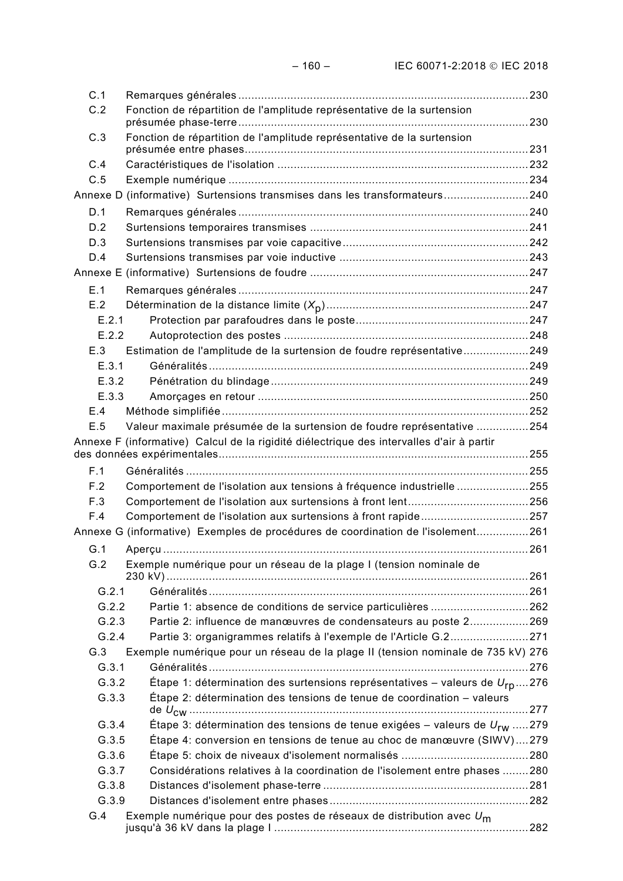C.1 Remarques générales .......................................................................................... 230
C.2 Fonction de répartition de l'amplitude représentative de la surtension présumée phase-terre .......................................................................................... 230
C.3 Fonction de répartition de l'amplitude représentative de la surtension présumée entre phases .......................................................................................... 231
C.4 Caractéristiques de l'isolation .......................................................................................... 232
C.5 Exemple numérique .......................................................................................... 234

Annexe D (informative) Surtensions transmises dans les transformateurs .......................... 240

D.1 Remarques générales .......................................................................................... 240
D.2 Surtensions temporaires transmises .......................................................................................... 241
D.3 Surtensions transmises par voie capacitive .......................................................................................... 242
D.4 Surtensions transmises par voie inductive .......................................................................................... 243

Annexe E (informative) Surtensions de foudre .......................................................................................... 247

E.1 Remarques générales .......................................................................................... 247
E.2 Détermination de la distance limite ($X_p$) .......................................................................................... 247
E.2.1 Protection par parafoudres dans le poste .......................................................................................... 247
E.2.2 Autoprotection des postes .......................................................................................... 248
E.3 Estimation de l'amplitude de la surtension de foudre représentative .......................... 249
E.3.1 Généralités .......................................................................................... 249
E.3.2 Pénétration du blindage .......................................................................................... 249
E.3.3 Amorçages en retour .......................................................................................... 250
E.4 Méthode simplifiée .......................................................................................... 252
E.5 Valeur maximale présumée de la surtension de foudre représentative .......................... 254

Annexe F (informative) Calcul de la rigidité diélectrique des intervalles d'air à partir des données expérimentales .......................................................................................... 255

F.1 Généralités .......................................................................................... 255
F.2 Comportement de l'isolation aux tensions à fréquence industrielle .......................... 255
F.3 Comportement de l'isolation aux surtensions à front lent .......................................... 256
F.4 Comportement de l'isolation aux surtensions à front rapide .......................................... 257

Annexe G (informative) Exemples de procédures de coordination de l'isolement .......................... 261

G.1 Aperçu .......................................................................................... 261
G.2 Exemple numérique pour un réseau de la plage I (tension nominale de 230 kV) .......................................................................................... 261
G.2.1 Généralités .......................................................................................... 261
G.2.2 Partie 1: absence de conditions de service particulières .......................................... 262
G.2.3 Partie 2: influence de manœuvres de condensateurs au poste 2 .......................... 269
G.2.4 Partie 3: organigrammes relatifs à l'exemple de l'Article G.2 .......................... 271
G.3 Exemple numérique pour un réseau de la plage II (tension nominale de 735 kV) 276
G.3.1 Généralités .......................................................................................... 276
G.3.2 Étape 1: détermination des surtensions représentatives – valeurs de $U_{rp}$ .... 276
G.3.3 Étape 2: détermination des tensions de tenue de coordination – valeurs de $U_{cw}$ .......................................................................................... 277
G.3.4 Étape 3: détermination des tensions de tenue exigées – valeurs de $U_{rw}$ ..... 279
G.3.5 Étape 4: conversion en tensions de tenue au choc de manœuvre (SIWV) .... 279
G.3.6 Étape 5: choix de niveaux d'isolement normalisés .......................................... 280
G.3.7 Considérations relatives à la coordination de l'isolement entre phases ........ 280
G.3.8 Distances d'isolement phase-terre .......................................................................................... 281
G.3.9 Distances d'isolement entre phases .......................................................................................... 282
G.4 Exemple numérique pour des postes de réseaux de distribution avec $U_m$ jusqu'à 36 kV dans la plage I .......................................................................................... 282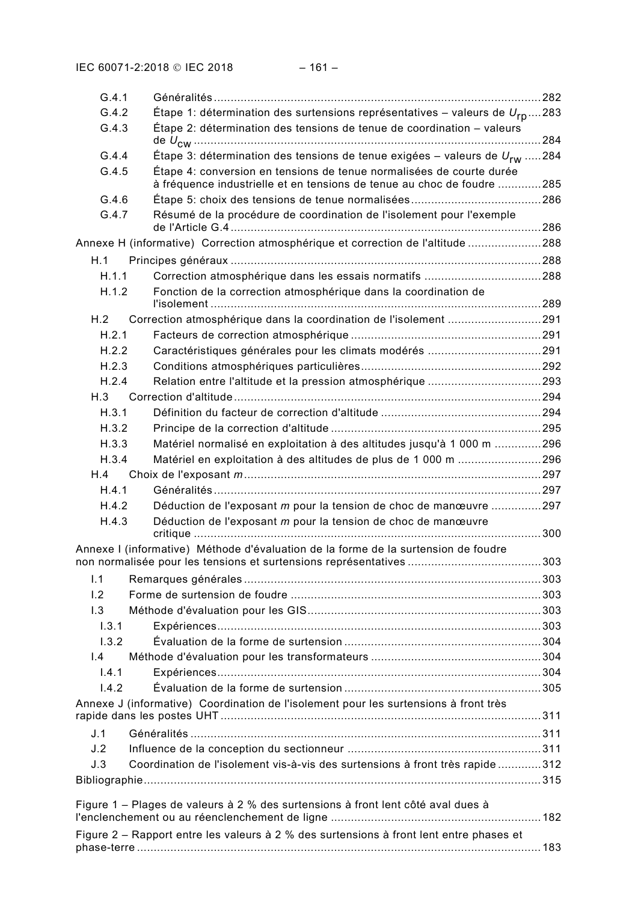G.4.1 Généralités ... 282

G.4.2 Étape 1: détermination des surtensions représentatives – valeurs de $U_{rp}$ ... 283

G.4.3 Étape 2: détermination des tensions de tenue de coordination – valeurs de $U_{cw}$ ... 284

G.4.4 Étape 3: détermination des tensions de tenue exigées – valeurs de $U_{rw}$ ... 284

G.4.5 Étape 4: conversion en tensions de tenue normalisées de courte durée à fréquence industrielle et en tensions de tenue au choc de foudre ... 285

G.4.6 Étape 5: choix des tensions de tenue normalisées ... 286

G.4.7 Résumé de la procédure de coordination de l'isolement pour l'exemple de l'Article G.4 ... 286

Annexe H (informative) Correction atmosphérique et correction de l'altitude ... 288

H.1 Principes généraux ... 288

H.1.1 Correction atmosphérique dans les essais normatifs ... 288

H.1.2 Fonction de la correction atmosphérique dans la coordination de l'isolement ... 289

H.2 Correction atmosphérique dans la coordination de l'isolement ... 291

H.2.1 Facteurs de correction atmosphérique ... 291

H.2.2 Caractéristiques générales pour les climats modérés ... 291

H.2.3 Conditions atmosphériques particulières ... 292

H.2.4 Relation entre l'altitude et la pression atmosphérique ... 293

H.3 Correction d'altitude ... 294

H.3.1 Définition du facteur de correction d'altitude ... 294

H.3.2 Principe de la correction d'altitude ... 295

H.3.3 Matériel normalisé en exploitation à des altitudes jusqu'à 1 000 m ... 296

H.3.4 Matériel en exploitation à des altitudes de plus de 1 000 m ... 296

H.4 Choix de l'exposant *m* ... 297

H.4.1 Généralités ... 297

H.4.2 Déduction de l'exposant *m* pour la tension de choc de manœuvre ... 297

H.4.3 Déduction de l'exposant *m* pour la tension de choc de manœuvre critique ... 300

Annexe I (informative) Méthode d'évaluation de la forme de la surtension de foudre non normalisée pour les tensions et surtensions représentatives ... 303

I.1 Remarques générales ... 303

I.2 Forme de surtension de foudre ... 303

I.3 Méthode d'évaluation pour les GIS ... 303

I.3.1 Expériences ... 303

I.3.2 Évaluation de la forme de surtension ... 304

I.4 Méthode d'évaluation pour les transformateurs ... 304

I.4.1 Expériences ... 304

I.4.2 Évaluation de la forme de surtension ... 305

Annexe J (informative) Coordination de l'isolement pour les surtensions à front très rapide dans les postes UHT ... 311

J.1 Généralités ... 311

J.2 Influence de la conception du sectionneur ... 311

J.3 Coordination de l'isolement vis-à-vis des surtensions à front très rapide ... 312

Bibliographie ... 315

Figure 1 – Plages de valeurs à 2 % des surtensions à front lent côté aval dues à l'enclenchement ou au réenclenchement de ligne ... 182

Figure 2 – Rapport entre les valeurs à 2 % des surtensions à front lent entre phases et phase-terre ... 183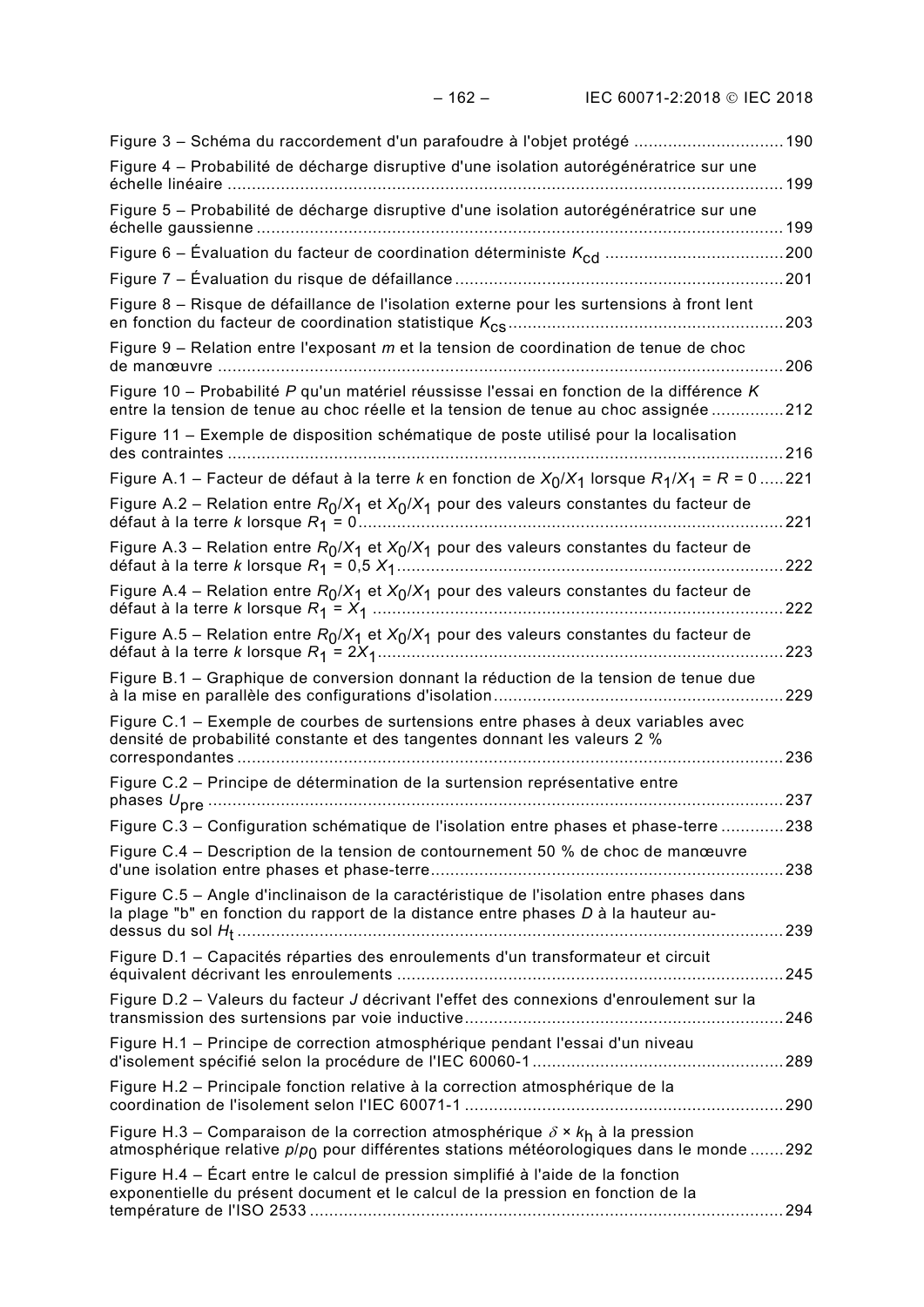Figure 3 – Schéma du raccordement d'un parafoudre à l'objet protégé ............................... 190

Figure 4 – Probabilité de décharge disruptive d'une isolation autorégénératrice sur une échelle linéaire ................................................................................................................... 199

Figure 5 – Probabilité de décharge disruptive d'une isolation autorégénératrice sur une échelle gaussienne ............................................................................................................. 199

Figure 6 – Évaluation du facteur de coordination déterministe $K_{cd}$ ..................................... 200

Figure 7 – Évaluation du risque de défaillance .................................................................... 201

Figure 8 – Risque de défaillance de l'isolation externe pour les surtensions à front lent en fonction du facteur de coordination statistique $K_{cs}$ ......................................................... 203

Figure 9 – Relation entre l'exposant *m* et la tension de coordination de tenue de choc de manœuvre ..................................................................................................................... 206

Figure 10 – Probabilité *P* qu'un matériel réussisse l'essai en fonction de la différence *K* entre la tension de tenue au choc réelle et la tension de tenue au choc assignée ............... 212

Figure 11 – Exemple de disposition schématique de poste utilisé pour la localisation des contraintes ................................................................................................................... 216

Figure A.1 – Facteur de défaut à la terre *k* en fonction de $X_0/X_1$ lorsque $R_1/X_1 = R = 0$ ..... 221

Figure A.2 – Relation entre $R_0/X_1$ et $X_0/X_1$ pour des valeurs constantes du facteur de défaut à la terre *k* lorsque $R_1 = 0$ ....................................................................................... 221

Figure A.3 – Relation entre $R_0/X_1$ et $X_0/X_1$ pour des valeurs constantes du facteur de défaut à la terre *k* lorsque $R_1 = 0,5\ X_1$ ................................................................................ 222

Figure A.4 – Relation entre $R_0/X_1$ et $X_0/X_1$ pour des valeurs constantes du facteur de défaut à la terre *k* lorsque $R_1 = X_1$ .................................................................................... 222

Figure A.5 – Relation entre $R_0/X_1$ et $X_0/X_1$ pour des valeurs constantes du facteur de défaut à la terre *k* lorsque $R_1 = 2X_1$ .................................................................................... 223

Figure B.1 – Graphique de conversion donnant la réduction de la tension de tenue due à la mise en parallèle des configurations d'isolation ........................................................... 229

Figure C.1 – Exemple de courbes de surtensions entre phases à deux variables avec densité de probabilité constante et des tangentes donnant les valeurs 2 % correspondantes ................................................................................................................ 236

Figure C.2 – Principe de détermination de la surtension représentative entre phases $U_{pre}$ ...................................................................................................................... 237

Figure C.3 – Configuration schématique de l'isolation entre phases et phase-terre ............. 238

Figure C.4 – Description de la tension de contournement 50 % de choc de manœuvre d'une isolation entre phases et phase-terre ......................................................................... 238

Figure C.5 – Angle d'inclinaison de la caractéristique de l'isolation entre phases dans la plage "b" en fonction du rapport de la distance entre phases *D* à la hauteur au-dessus du sol $H_t$ ................................................................................................................ 239

Figure D.1 – Capacités réparties des enroulements d'un transformateur et circuit équivalent décrivant les enroulements ............................................................................... 245

Figure D.2 – Valeurs du facteur *J* décrivant l'effet des connexions d'enroulement sur la transmission des surtensions par voie inductive .................................................................. 246

Figure H.1 – Principe de correction atmosphérique pendant l'essai d'un niveau d'isolement spécifié selon la procédure de l'IEC 60060-1 .................................................... 289

Figure H.2 – Principale fonction relative à la correction atmosphérique de la coordination de l'isolement selon l'IEC 60071-1 .................................................................. 290

Figure H.3 – Comparaison de la correction atmosphérique $\delta \times k_h$ à la pression atmosphérique relative $p/p_0$ pour différentes stations météorologiques dans le monde ....... 292

Figure H.4 – Écart entre le calcul de pression simplifié à l'aide de la fonction exponentielle du présent document et le calcul de la pression en fonction de la température de l'ISO 2533 .................................................................................................. 294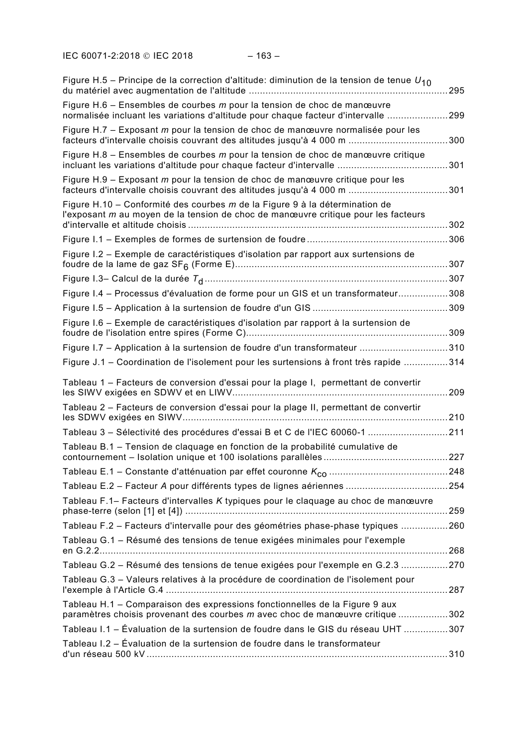Figure H.5 – Principe de la correction d'altitude: diminution de la tension de tenue $U_{10}$ du matériel avec augmentation de l'altitude ........................................................................ 295

Figure H.6 – Ensembles de courbes *m* pour la tension de choc de manœuvre normalisée incluant les variations d'altitude pour chaque facteur d'intervalle ...................... 299

Figure H.7 – Exposant *m* pour la tension de choc de manœuvre normalisée pour les facteurs d'intervalle choisis couvrant des altitudes jusqu'à 4 000 m .................................... 300

Figure H.8 – Ensembles de courbes *m* pour la tension de choc de manœuvre critique incluant les variations d'altitude pour chaque facteur d'intervalle ........................................ 301

Figure H.9 – Exposant *m* pour la tension de choc de manœuvre critique pour les facteurs d'intervalle choisis couvrant des altitudes jusqu'à 4 000 m .................................... 301

Figure H.10 – Conformité des courbes *m* de la Figure 9 à la détermination de l'exposant *m* au moyen de la tension de choc de manœuvre critique pour les facteurs d'intervalle et altitude choisis .............................................................................................. 302

Figure I.1 – Exemples de formes de surtension de foudre ................................................... 306

Figure I.2 – Exemple de caractéristiques d'isolation par rapport aux surtensions de foudre de la lame de gaz $SF_6$ (Forme E)............................................................................ 307

Figure I.3– Calcul de la durée $T_d$ ........................................................................................ 307

Figure I.4 – Processus d'évaluation de forme pour un GIS et un transformateur.................. 308

Figure I.5 – Application à la surtension de foudre d'un GIS ................................................. 309

Figure I.6 – Exemple de caractéristiques d'isolation par rapport à la surtension de foudre de l'isolation entre spires (Forme C)......................................................................... 309

Figure I.7 – Application à la surtension de foudre d'un transformateur ................................ 310

Figure J.1 – Coordination de l'isolement pour les surtensions à front très rapide ................ 314

Tableau 1 – Facteurs de conversion d'essai pour la plage I, permettant de convertir les SIWV exigées en SDWV et en LIWV.............................................................................. 209

Tableau 2 – Facteurs de conversion d'essai pour la plage II, permettant de convertir les SDWV exigées en SIWV................................................................................................ 210

Tableau 3 – Sélectivité des procédures d'essai B et C de l'IEC 60060-1 ............................. 211

Tableau B.1 – Tension de claquage en fonction de la probabilité cumulative de contournement – Isolation unique et 100 isolations parallèles ............................................. 227

Tableau E.1 – Constante d'atténuation par effet couronne $K_{co}$ ........................................... 248

Tableau E.2 – Facteur *A* pour différents types de lignes aériennes ..................................... 254

Tableau F.1– Facteurs d'intervalles *K* typiques pour le claquage au choc de manœuvre phase-terre (selon [1] et [4]) ............................................................................................... 259

Tableau F.2 – Facteurs d'intervalle pour des géométries phase-phase typiques ................. 260

Tableau G.1 – Résumé des tensions de tenue exigées minimales pour l'exemple en G.2.2............................................................................................................................. 268

Tableau G.2 – Résumé des tensions de tenue exigées pour l'exemple en G.2.3 ................. 270

Tableau G.3 – Valeurs relatives à la procédure de coordination de l'isolement pour l'exemple à l'Article G.4 ...................................................................................................... 287

Tableau H.1 – Comparaison des expressions fonctionnelles de la Figure 9 aux paramètres choisis provenant des courbes *m* avec choc de manœuvre critique .................. 302

Tableau I.1 – Évaluation de la surtension de foudre dans le GIS du réseau UHT ................ 307

Tableau I.2 – Évaluation de la surtension de foudre dans le transformateur d'un réseau 500 kV ............................................................................................................. 310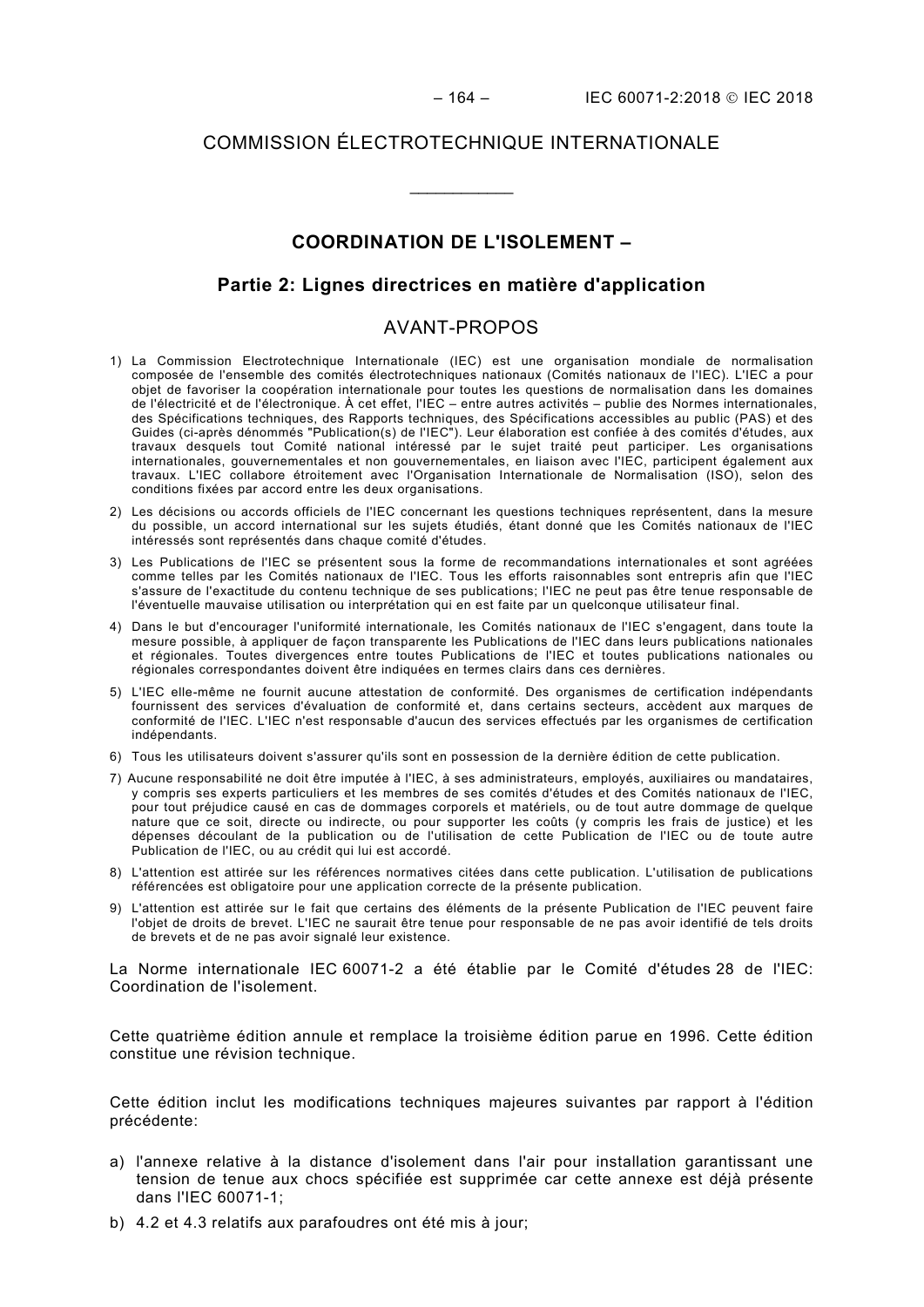# COMMISSION ÉLECTROTECHNIQUE INTERNATIONALE

___________

## COORDINATION DE L'ISOLEMENT –

## Partie 2: Lignes directrices en matière d'application

### AVANT-PROPOS

1) La Commission Electrotechnique Internationale (IEC) est une organisation mondiale de normalisation composée de l'ensemble des comités électrotechniques nationaux (Comités nationaux de l'IEC). L'IEC a pour objet de favoriser la coopération internationale pour toutes les questions de normalisation dans les domaines de l'électricité et de l'électronique. À cet effet, l'IEC – entre autres activités – publie des Normes internationales, des Spécifications techniques, des Rapports techniques, des Spécifications accessibles au public (PAS) et des Guides (ci-après dénommés "Publication(s) de l'IEC"). Leur élaboration est confiée à des comités d'études, aux travaux desquels tout Comité national intéressé par le sujet traité peut participer. Les organisations internationales, gouvernementales et non gouvernementales, en liaison avec l'IEC, participent également aux travaux. L'IEC collabore étroitement avec l'Organisation Internationale de Normalisation (ISO), selon des conditions fixées par accord entre les deux organisations.
2) Les décisions ou accords officiels de l'IEC concernant les questions techniques représentent, dans la mesure du possible, un accord international sur les sujets étudiés, étant donné que les Comités nationaux de l'IEC intéressés sont représentés dans chaque comité d'études.
3) Les Publications de l'IEC se présentent sous la forme de recommandations internationales et sont agréées comme telles par les Comités nationaux de l'IEC. Tous les efforts raisonnables sont entrepris afin que l'IEC s'assure de l'exactitude du contenu technique de ses publications; l'IEC ne peut pas être tenue responsable de l'éventuelle mauvaise utilisation ou interprétation qui en est faite par un quelconque utilisateur final.
4) Dans le but d'encourager l'uniformité internationale, les Comités nationaux de l'IEC s'engagent, dans toute la mesure possible, à appliquer de façon transparente les Publications de l'IEC dans leurs publications nationales et régionales. Toutes divergences entre toutes Publications de l'IEC et toutes publications nationales ou régionales correspondantes doivent être indiquées en termes clairs dans ces dernières.
5) L'IEC elle-même ne fournit aucune attestation de conformité. Des organismes de certification indépendants fournissent des services d'évaluation de conformité et, dans certains secteurs, accèdent aux marques de conformité de l'IEC. L'IEC n'est responsable d'aucun des services effectués par les organismes de certification indépendants.
6) Tous les utilisateurs doivent s'assurer qu'ils sont en possession de la dernière édition de cette publication.
7) Aucune responsabilité ne doit être imputée à l'IEC, à ses administrateurs, employés, auxiliaires ou mandataires, y compris ses experts particuliers et les membres de ses comités d'études et des Comités nationaux de l'IEC, pour tout préjudice causé en cas de dommages corporels et matériels, ou de tout autre dommage de quelque nature que ce soit, directe ou indirecte, ou pour supporter les coûts (y compris les frais de justice) et les dépenses découlant de la publication ou de l'utilisation de cette Publication de l'IEC ou de toute autre Publication de l'IEC, ou au crédit qui lui est accordé.
8) L'attention est attirée sur les références normatives citées dans cette publication. L'utilisation de publications référencées est obligatoire pour une application correcte de la présente publication.
9) L'attention est attirée sur le fait que certains des éléments de la présente Publication de l'IEC peuvent faire l'objet de droits de brevet. L'IEC ne saurait être tenue pour responsable de ne pas avoir identifié de tels droits de brevets et de ne pas avoir signalé leur existence.

La Norme internationale IEC 60071-2 a été établie par le Comité d'études 28 de l'IEC: Coordination de l'isolement.

Cette quatrième édition annule et remplace la troisième édition parue en 1996. Cette édition constitue une révision technique.

Cette édition inclut les modifications techniques majeures suivantes par rapport à l'édition précédente:

a) l'annexe relative à la distance d'isolement dans l'air pour installation garantissant une tension de tenue aux chocs spécifiée est supprimée car cette annexe est déjà présente dans l'IEC 60071-1;
b) 4.2 et 4.3 relatifs aux parafoudres ont été mis à jour;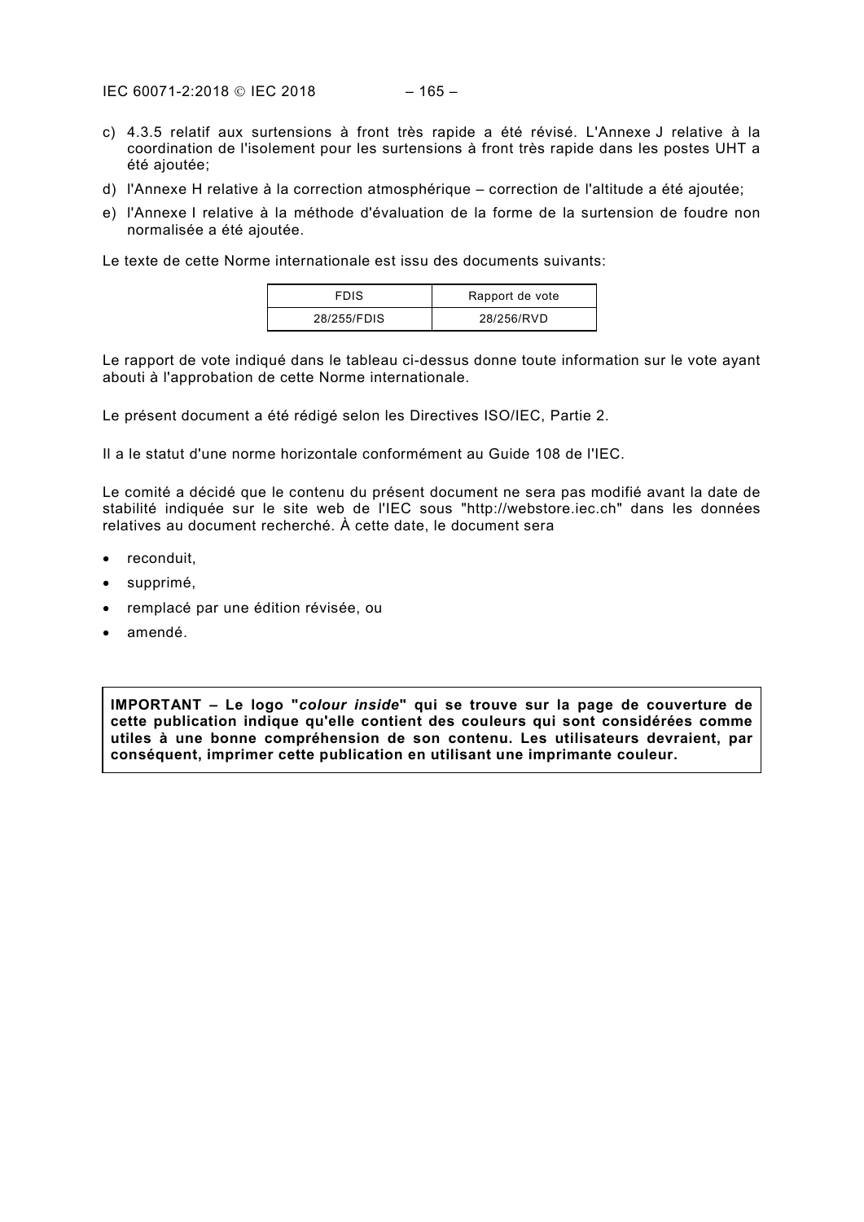c) 4.3.5 relatif aux surtensions à front très rapide a été révisé. L'Annexe J relative à la coordination de l'isolement pour les surtensions à front très rapide dans les postes UHT a été ajoutée;

d) l'Annexe H relative à la correction atmosphérique – correction de l'altitude a été ajoutée;

e) l'Annexe I relative à la méthode d'évaluation de la forme de la surtension de foudre non normalisée a été ajoutée.

Le texte de cette Norme internationale est issu des documents suivants:

| FDIS | Rapport de vote |
|---|---|
| 28/255/FDIS | 28/256/RVD |

Le rapport de vote indiqué dans le tableau ci-dessus donne toute information sur le vote ayant abouti à l'approbation de cette Norme internationale.

Le présent document a été rédigé selon les Directives ISO/IEC, Partie 2.

Il a le statut d'une norme horizontale conformément au Guide 108 de l'IEC.

Le comité a décidé que le contenu du présent document ne sera pas modifié avant la date de stabilité indiquée sur le site web de l'IEC sous "http://webstore.iec.ch" dans les données relatives au document recherché. À cette date, le document sera

- reconduit,
- supprimé,
- remplacé par une édition révisée, ou
- amendé.

**IMPORTANT – Le logo "*colour inside*" qui se trouve sur la page de couverture de cette publication indique qu'elle contient des couleurs qui sont considérées comme utiles à une bonne compréhension de son contenu. Les utilisateurs devraient, par conséquent, imprimer cette publication en utilisant une imprimante couleur.**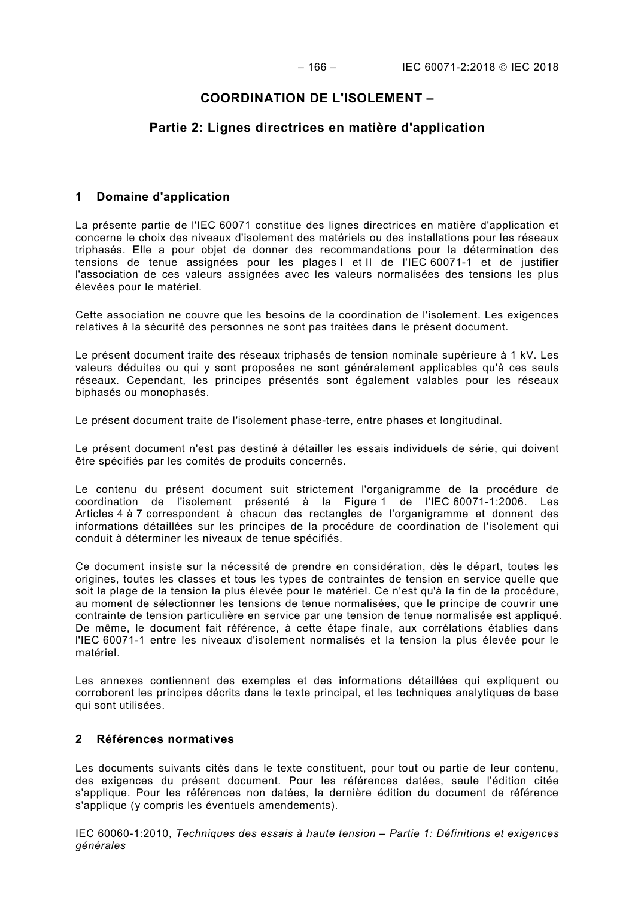# COORDINATION DE L'ISOLEMENT –

## Partie 2: Lignes directrices en matière d'application

## 1 Domaine d'application

La présente partie de l'IEC 60071 constitue des lignes directrices en matière d'application et concerne le choix des niveaux d'isolement des matériels ou des installations pour les réseaux triphasés. Elle a pour objet de donner des recommandations pour la détermination des tensions de tenue assignées pour les plages I et II de l'IEC 60071-1 et de justifier l'association de ces valeurs assignées avec les valeurs normalisées des tensions les plus élevées pour le matériel.

Cette association ne couvre que les besoins de la coordination de l'isolement. Les exigences relatives à la sécurité des personnes ne sont pas traitées dans le présent document.

Le présent document traite des réseaux triphasés de tension nominale supérieure à 1 kV. Les valeurs déduites ou qui y sont proposées ne sont généralement applicables qu'à ces seuls réseaux. Cependant, les principes présentés sont également valables pour les réseaux biphasés ou monophasés.

Le présent document traite de l'isolement phase-terre, entre phases et longitudinal.

Le présent document n'est pas destiné à détailler les essais individuels de série, qui doivent être spécifiés par les comités de produits concernés.

Le contenu du présent document suit strictement l'organigramme de la procédure de coordination de l'isolement présenté à la Figure 1 de l'IEC 60071-1:2006. Les Articles 4 à 7 correspondent à chacun des rectangles de l'organigramme et donnent des informations détaillées sur les principes de la procédure de coordination de l'isolement qui conduit à déterminer les niveaux de tenue spécifiés.

Ce document insiste sur la nécessité de prendre en considération, dès le départ, toutes les origines, toutes les classes et tous les types de contraintes de tension en service quelle que soit la plage de la tension la plus élevée pour le matériel. Ce n'est qu'à la fin de la procédure, au moment de sélectionner les tensions de tenue normalisées, que le principe de couvrir une contrainte de tension particulière en service par une tension de tenue normalisée est appliqué. De même, le document fait référence, à cette étape finale, aux corrélations établies dans l'IEC 60071-1 entre les niveaux d'isolement normalisés et la tension la plus élevée pour le matériel.

Les annexes contiennent des exemples et des informations détaillées qui expliquent ou corroborent les principes décrits dans le texte principal, et les techniques analytiques de base qui sont utilisées.

## 2 Références normatives

Les documents suivants cités dans le texte constituent, pour tout ou partie de leur contenu, des exigences du présent document. Pour les références datées, seule l'édition citée s'applique. Pour les références non datées, la dernière édition du document de référence s'applique (y compris les éventuels amendements).

IEC 60060-1:2010, *Techniques des essais à haute tension – Partie 1: Définitions et exigences générales*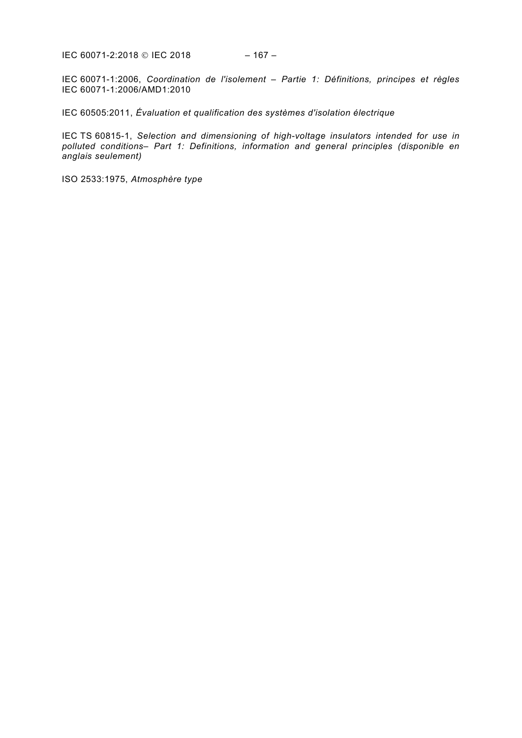IEC 60071-1:2006, *Coordination de l'isolement – Partie 1: Définitions, principes et règles*
IEC 60071-1:2006/AMD1:2010

IEC 60505:2011, *Évaluation et qualification des systèmes d'isolation électrique*

IEC TS 60815-1, *Selection and dimensioning of high-voltage insulators intended for use in polluted conditions– Part 1: Definitions, information and general principles (disponible en anglais seulement)*

ISO 2533:1975, *Atmosphère type*